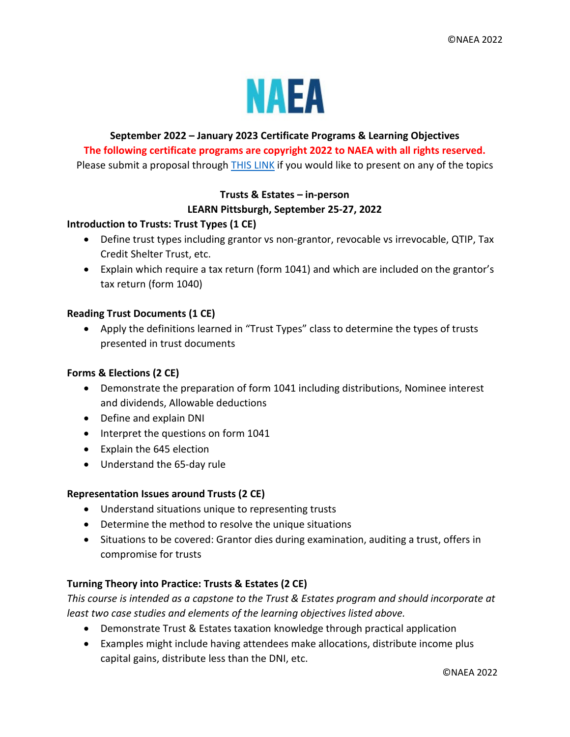# NAEA

**September 2022 – January 2023 Certificate Programs & Learning Objectives**

**The following certificate programs are copyright 2022 to NAEA with all rights reserved.**

Please submit a proposal through THIS LINK if you would like to present on any of the topics

## Trusts & Estates – in-person

## LEARN Pittsburgh, September 25-27, 2022

### Introduction to Trusts: Trust Types (1 CE)

- Define trust types including grantor vs non-grantor, revocable vs irrevocable, QTIP, Tax Credit Shelter Trust, etc.
- Explain which require a tax return (form 1041) and which are included on the grantor's tax return (form 1040)

### Reading Trust Documents (1 CE)

- Apply the definitions learned in "Trust Types" class to determine the types of trusts presented in trust documents

### Forms & Elections (2 CE)

- Demonstrate the preparation of form 1041 including distributions, Nominee interest and dividends, Allowable deductions
- Define and explain DNI
- Interpret the questions on form 1041
- Explain the 645 election
- Understand the 65-day rule

### Representation Issues around Trusts (2 CE)

- Understand situations unique to representing trusts
- Determine the method to resolve the unique situations
- Situations to be covered: Grantor dies during examination, auditing a trust, offers in compromise for trusts

### Turning Theory into Practice: Trusts & Estates (2 CE)

*This course is intended as a capstone to the Trust & Estates program and should incorporate at least two case studies and elements of the learning objectives listed above.*

- Demonstrate Trust & Estates taxation knowledge through practical application
- Examples might include having attendees make allocations, distribute income plus capital gains, distribute less than the DNI, etc.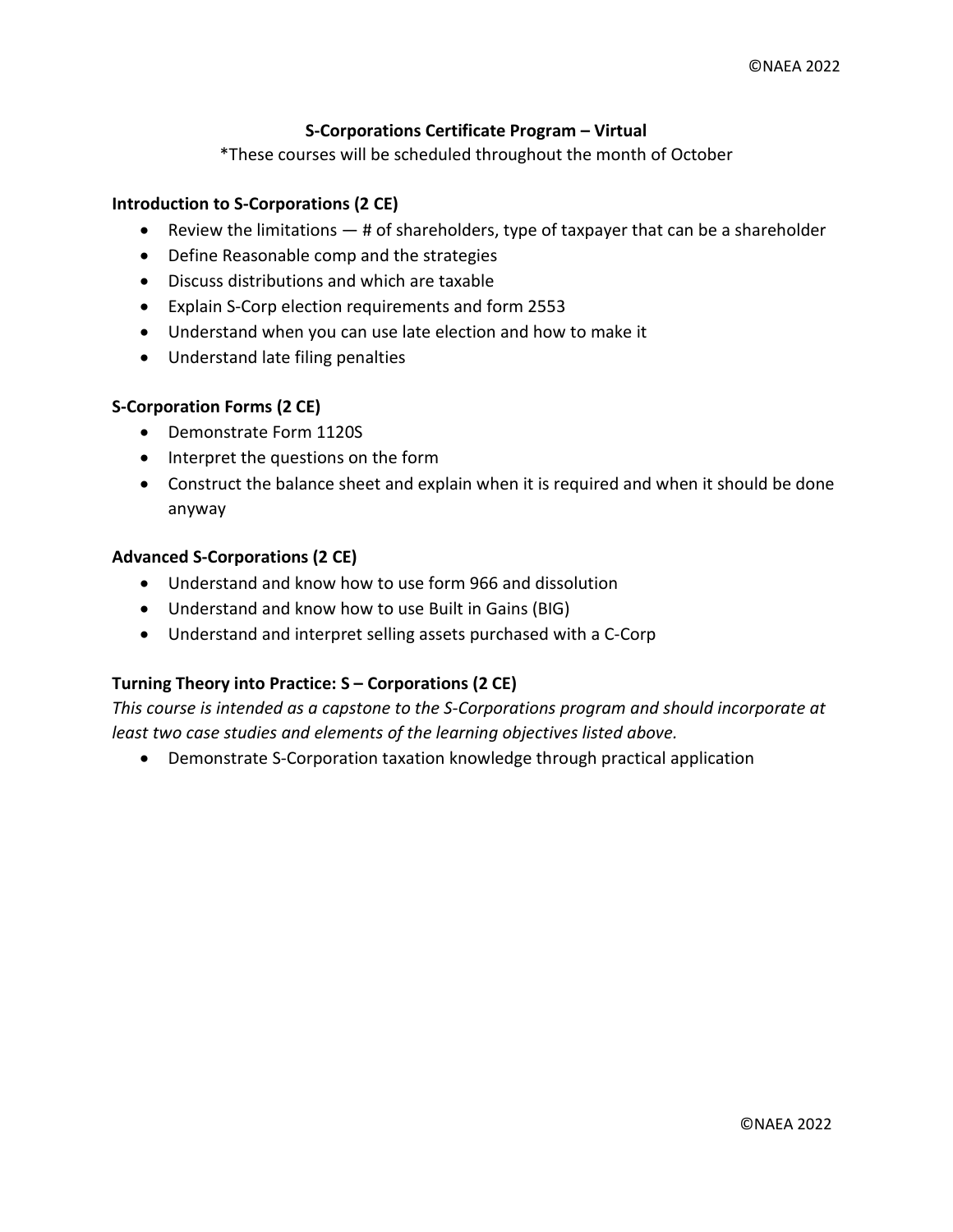# S-Corporations Certificate Program – Virtual

*These courses will be scheduled throughout the month of October

**Introduction to S-Corporations (2 CE)**

- Review the limitations — # of shareholders, type of taxpayer that can be a shareholder
- Define Reasonable comp and the strategies
- Discuss distributions and which are taxable
- Explain S-Corp election requirements and form 2553
- Understand when you can use late election and how to make it
- Understand late filing penalties

**S-Corporation Forms (2 CE)**

- Demonstrate Form 1120S
- Interpret the questions on the form
- Construct the balance sheet and explain when it is required and when it should be done anyway

**Advanced S-Corporations (2 CE)**

- Understand and know how to use form 966 and dissolution
- Understand and know how to use Built in Gains (BIG)
- Understand and interpret selling assets purchased with a C-Corp

**Turning Theory into Practice: S – Corporations (2 CE)**

*This course is intended as a capstone to the S-Corporations program and should incorporate at least two case studies and elements of the learning objectives listed above.*

- Demonstrate S-Corporation taxation knowledge through practical application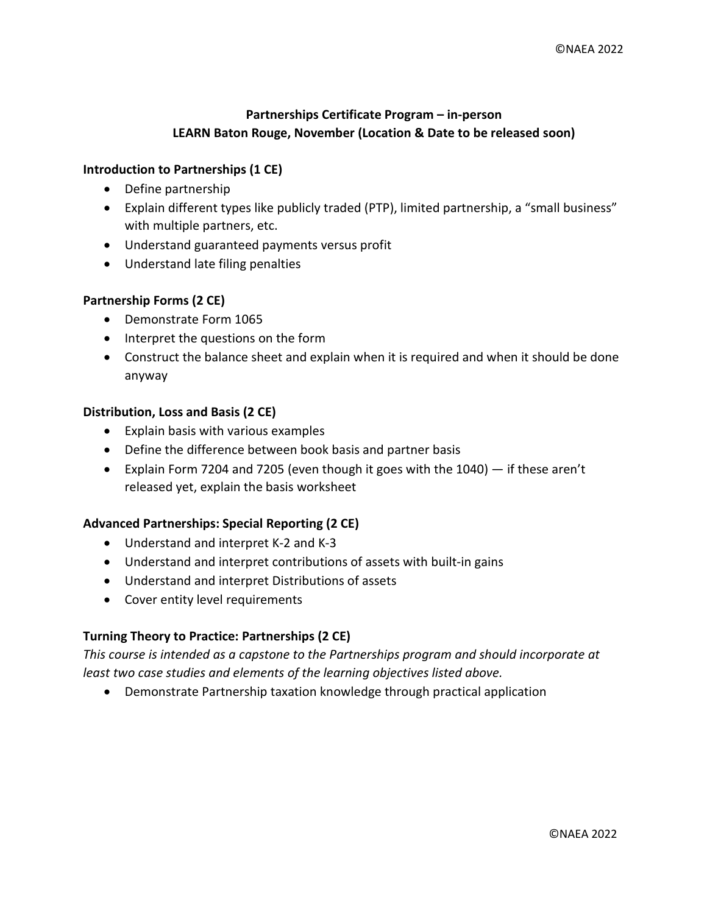## Partnerships Certificate Program – in-person
## LEARN Baton Rouge, November (Location & Date to be released soon)

**Introduction to Partnerships (1 CE)**

- Define partnership
- Explain different types like publicly traded (PTP), limited partnership, a "small business" with multiple partners, etc.
- Understand guaranteed payments versus profit
- Understand late filing penalties

**Partnership Forms (2 CE)**

- Demonstrate Form 1065
- Interpret the questions on the form
- Construct the balance sheet and explain when it is required and when it should be done anyway

**Distribution, Loss and Basis (2 CE)**

- Explain basis with various examples
- Define the difference between book basis and partner basis
- Explain Form 7204 and 7205 (even though it goes with the 1040) — if these aren't released yet, explain the basis worksheet

**Advanced Partnerships: Special Reporting (2 CE)**

- Understand and interpret K-2 and K-3
- Understand and interpret contributions of assets with built-in gains
- Understand and interpret Distributions of assets
- Cover entity level requirements

**Turning Theory to Practice: Partnerships (2 CE)**

*This course is intended as a capstone to the Partnerships program and should incorporate at least two case studies and elements of the learning objectives listed above.*

- Demonstrate Partnership taxation knowledge through practical application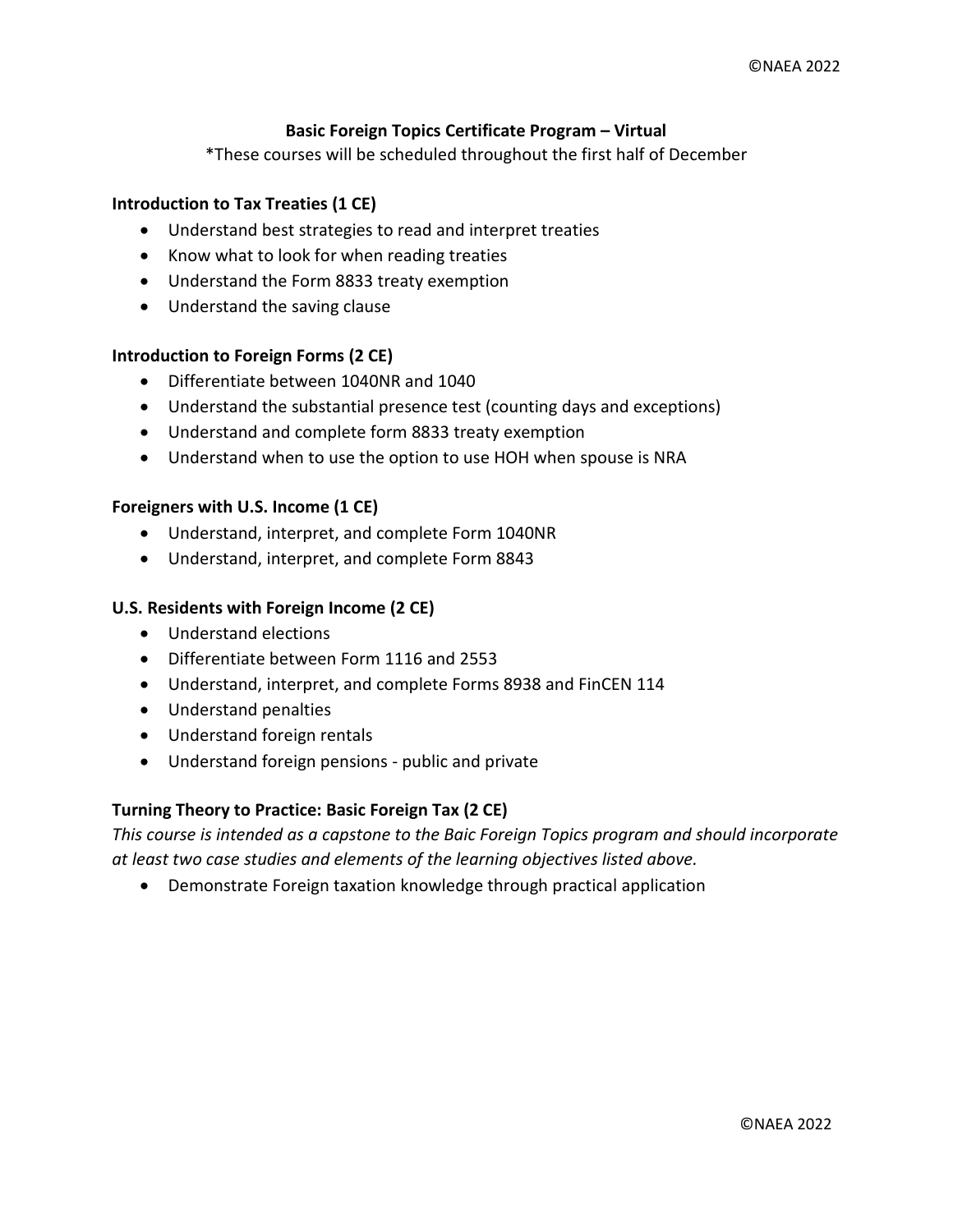## Basic Foreign Topics Certificate Program – Virtual

*These courses will be scheduled throughout the first half of December

### Introduction to Tax Treaties (1 CE)

- Understand best strategies to read and interpret treaties
- Know what to look for when reading treaties
- Understand the Form 8833 treaty exemption
- Understand the saving clause

### Introduction to Foreign Forms (2 CE)

- Differentiate between 1040NR and 1040
- Understand the substantial presence test (counting days and exceptions)
- Understand and complete form 8833 treaty exemption
- Understand when to use the option to use HOH when spouse is NRA

### Foreigners with U.S. Income (1 CE)

- Understand, interpret, and complete Form 1040NR
- Understand, interpret, and complete Form 8843

### U.S. Residents with Foreign Income (2 CE)

- Understand elections
- Differentiate between Form 1116 and 2553
- Understand, interpret, and complete Forms 8938 and FinCEN 114
- Understand penalties
- Understand foreign rentals
- Understand foreign pensions - public and private

### Turning Theory to Practice: Basic Foreign Tax (2 CE)

*This course is intended as a capstone to the Baic Foreign Topics program and should incorporate at least two case studies and elements of the learning objectives listed above.*

- Demonstrate Foreign taxation knowledge through practical application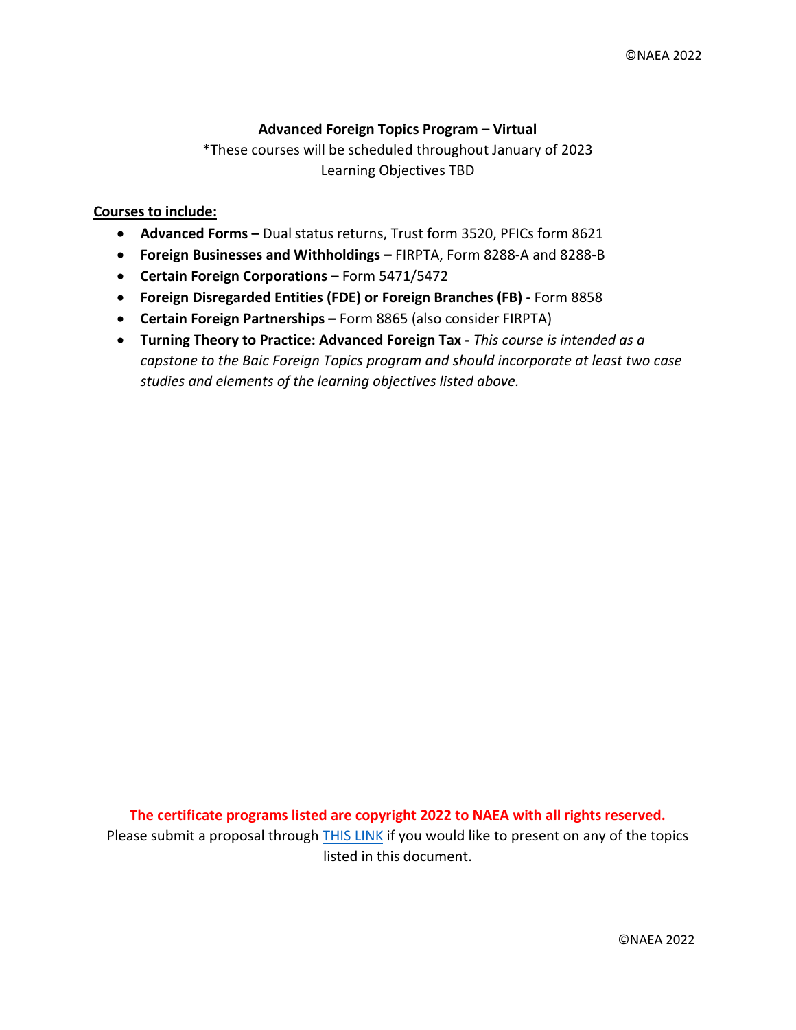**Advanced Foreign Topics Program – Virtual**

*These courses will be scheduled throughout January of 2023
Learning Objectives TBD

**Courses to include:**

- **Advanced Forms –** Dual status returns, Trust form 3520, PFICs form 8621
- **Foreign Businesses and Withholdings –** FIRPTA, Form 8288-A and 8288-B
- **Certain Foreign Corporations –** Form 5471/5472
- **Foreign Disregarded Entities (FDE) or Foreign Branches (FB) -** Form 8858
- **Certain Foreign Partnerships –** Form 8865 (also consider FIRPTA)
- **Turning Theory to Practice: Advanced Foreign Tax -** *This course is intended as a capstone to the Baic Foreign Topics program and should incorporate at least two case studies and elements of the learning objectives listed above.*

**The certificate programs listed are copyright 2022 to NAEA with all rights reserved.**
Please submit a proposal through THIS LINK if you would like to present on any of the topics listed in this document.